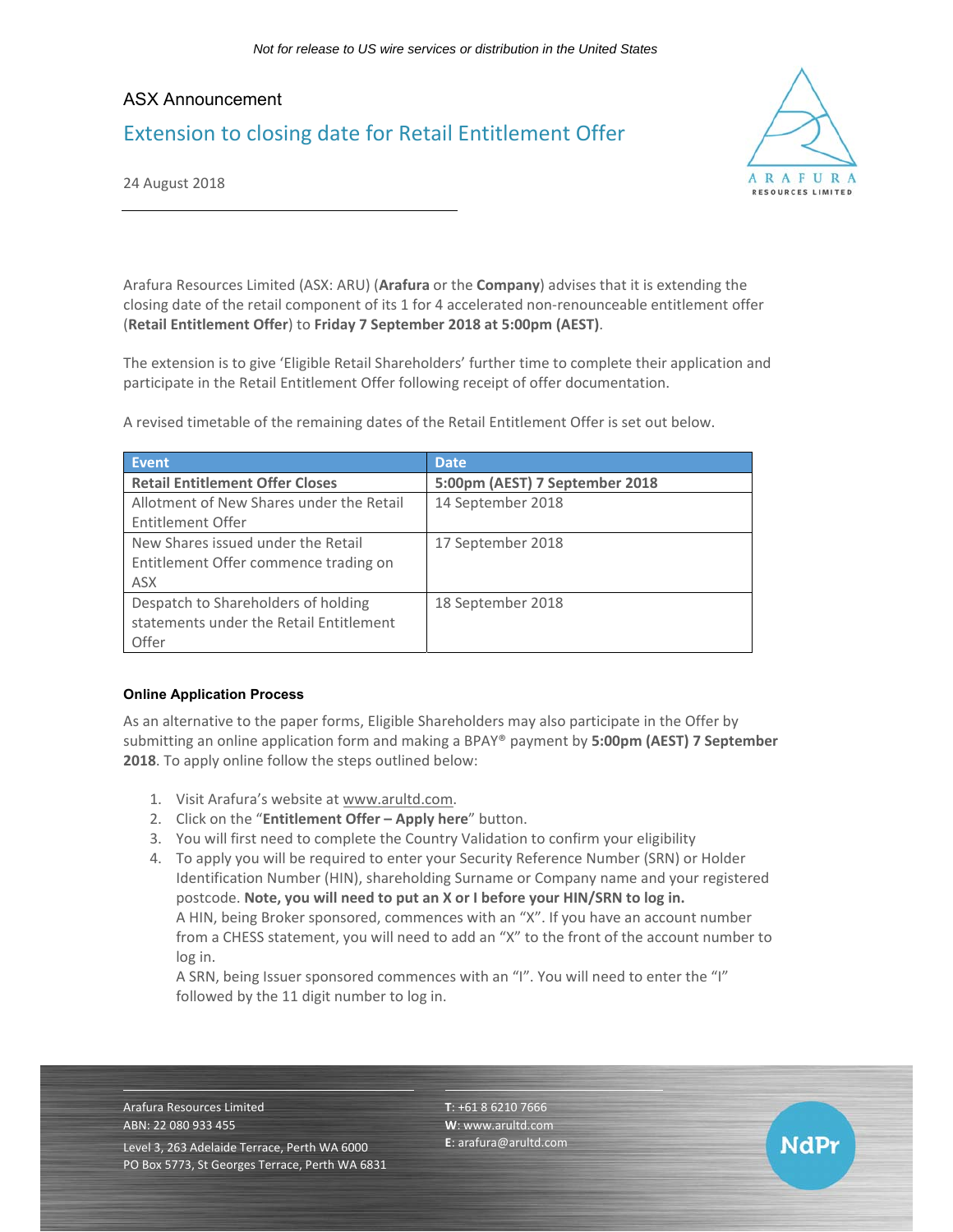*Not for release to US wire services or distribution in the United States*

ASX Announcement

# Extension to closing date for Retail Entitlement Offer

24 August 2018

Arafura Resources Limited (ASX: ARU) (**Arafura** or the **Company**) advises that it is extending the closing date of the retail component of its 1 for 4 accelerated non-renounceable entitlement offer (**Retail Entitlement Offer**) to **Friday 7 September 2018 at 5:00pm (AEST)**.

The extension is to give 'Eligible Retail Shareholders' further time to complete their application and participate in the Retail Entitlement Offer following receipt of offer documentation.

A revised timetable of the remaining dates of the Retail Entitlement Offer is set out below.

| Event | Date |
|---|---|
| **Retail Entitlement Offer Closes** | **5:00pm (AEST) 7 September 2018** |
| Allotment of New Shares under the Retail Entitlement Offer | 14 September 2018 |
| New Shares issued under the Retail Entitlement Offer commence trading on ASX | 17 September 2018 |
| Despatch to Shareholders of holding statements under the Retail Entitlement Offer | 18 September 2018 |

**Online Application Process**

As an alternative to the paper forms, Eligible Shareholders may also participate in the Offer by submitting an online application form and making a BPAY® payment by **5:00pm (AEST) 7 September 2018**. To apply online follow the steps outlined below:

1. Visit Arafura's website at www.arultd.com.
2. Click on the "**Entitlement Offer – Apply here**" button.
3. You will first need to complete the Country Validation to confirm your eligibility
4. To apply you will be required to enter your Security Reference Number (SRN) or Holder Identification Number (HIN), shareholding Surname or Company name and your registered postcode. **Note, you will need to put an X or I before your HIN/SRN to log in.**
   A HIN, being Broker sponsored, commences with an "X". If you have an account number from a CHESS statement, you will need to add an "X" to the front of the account number to log in.
   A SRN, being Issuer sponsored commences with an "I". You will need to enter the "I" followed by the 11 digit number to log in.

Arafura Resources Limited
ABN: 22 080 933 455
Level 3, 263 Adelaide Terrace, Perth WA 6000
PO Box 5773, St Georges Terrace, Perth WA 6831

**T**: +61 8 6210 7666
**W**: www.arultd.com
**E**: arafura@arultd.com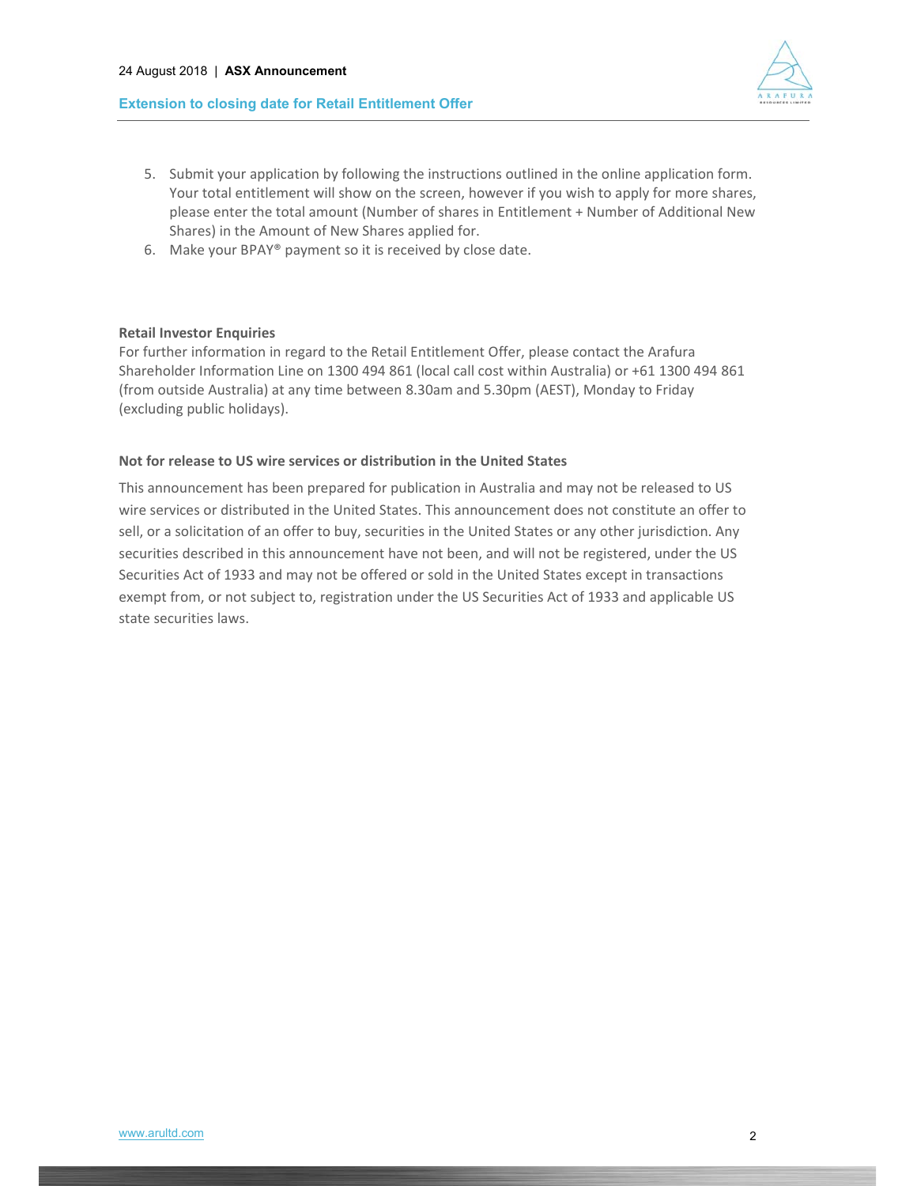5. Submit your application by following the instructions outlined in the online application form. Your total entitlement will show on the screen, however if you wish to apply for more shares, please enter the total amount (Number of shares in Entitlement + Number of Additional New Shares) in the Amount of New Shares applied for.
6. Make your BPAY® payment so it is received by close date.

**Retail Investor Enquiries**

For further information in regard to the Retail Entitlement Offer, please contact the Arafura Shareholder Information Line on 1300 494 861 (local call cost within Australia) or +61 1300 494 861 (from outside Australia) at any time between 8.30am and 5.30pm (AEST), Monday to Friday (excluding public holidays).

**Not for release to US wire services or distribution in the United States**

This announcement has been prepared for publication in Australia and may not be released to US wire services or distributed in the United States. This announcement does not constitute an offer to sell, or a solicitation of an offer to buy, securities in the United States or any other jurisdiction. Any securities described in this announcement have not been, and will not be registered, under the US Securities Act of 1933 and may not be offered or sold in the United States except in transactions exempt from, or not subject to, registration under the US Securities Act of 1933 and applicable US state securities laws.